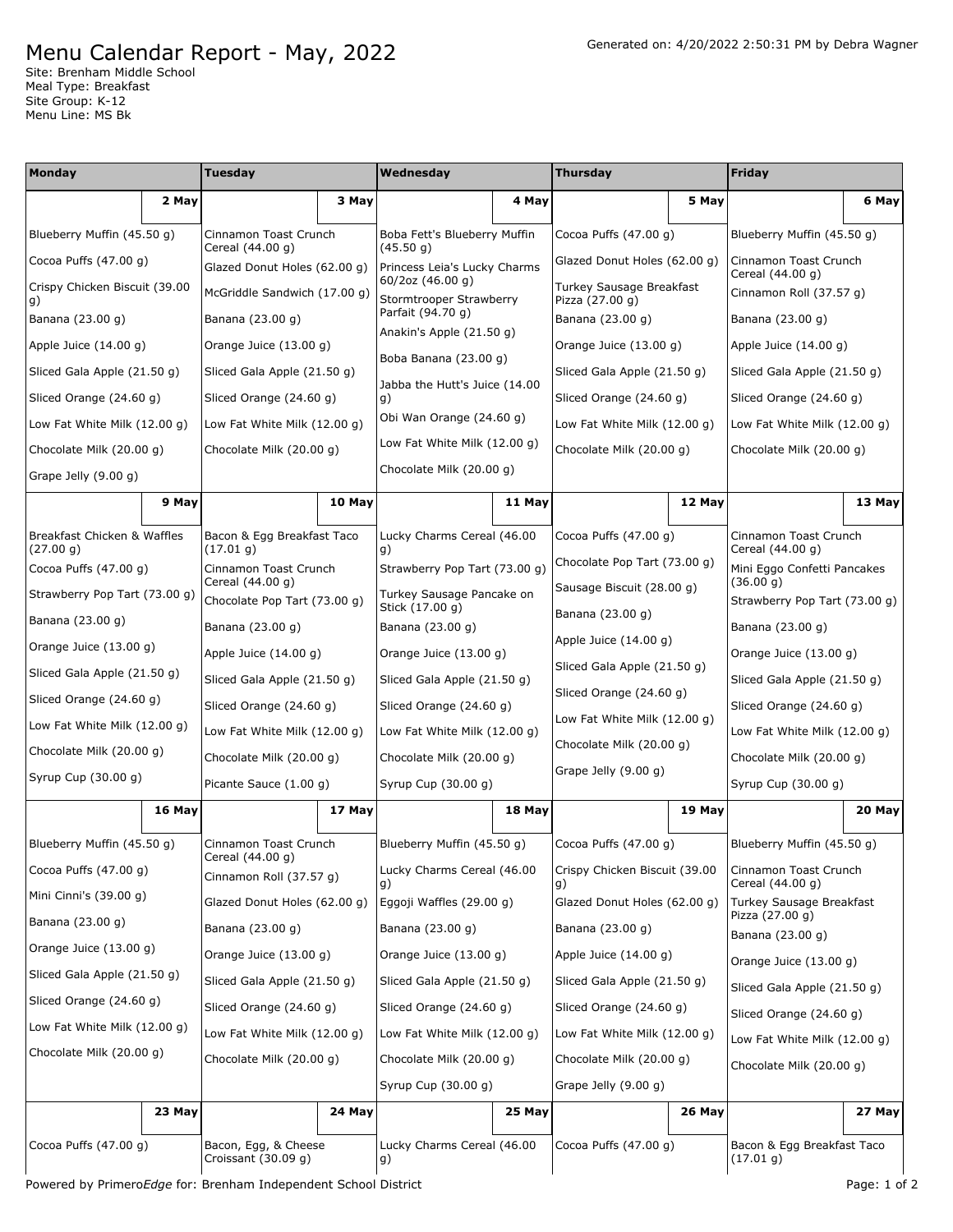# Menu Calendar Report - May, 2022

Generated on: 4/20/2022 2:50:31 PM by Debra Wagner

Site: Brenham Middle School
Meal Type: Breakfast
Site Group: K-12
Menu Line: MS Bk

| Monday | Tuesday | Wednesday | Thursday | Friday |
|---|---|---|---|---|
| **2 May** | **3 May** | **4 May** | **5 May** | **6 May** |
| Blueberry Muffin (45.50 g)<br>Cocoa Puffs (47.00 g)<br>Crispy Chicken Biscuit (39.00 g)<br>Banana (23.00 g)<br>Apple Juice (14.00 g)<br>Sliced Gala Apple (21.50 g)<br>Sliced Orange (24.60 g)<br>Low Fat White Milk (12.00 g)<br>Chocolate Milk (20.00 g)<br>Grape Jelly (9.00 g) | Cinnamon Toast Crunch Cereal (44.00 g)<br>Glazed Donut Holes (62.00 g)<br>McGriddle Sandwich (17.00 g)<br>Banana (23.00 g)<br>Orange Juice (13.00 g)<br>Sliced Gala Apple (21.50 g)<br>Sliced Orange (24.60 g)<br>Low Fat White Milk (12.00 g)<br>Chocolate Milk (20.00 g) | Boba Fett's Blueberry Muffin (45.50 g)<br>Princess Leia's Lucky Charms 60/2oz (46.00 g)<br>Stormtrooper Strawberry Parfait (94.70 g)<br>Anakin's Apple (21.50 g)<br>Boba Banana (23.00 g)<br>Jabba the Hutt's Juice (14.00 g)<br>Obi Wan Orange (24.60 g)<br>Low Fat White Milk (12.00 g)<br>Chocolate Milk (20.00 g) | Cocoa Puffs (47.00 g)<br>Glazed Donut Holes (62.00 g)<br>Turkey Sausage Breakfast Pizza (27.00 g)<br>Banana (23.00 g)<br>Orange Juice (13.00 g)<br>Sliced Gala Apple (21.50 g)<br>Sliced Orange (24.60 g)<br>Low Fat White Milk (12.00 g)<br>Chocolate Milk (20.00 g) | Blueberry Muffin (45.50 g)<br>Cinnamon Toast Crunch Cereal (44.00 g)<br>Cinnamon Roll (37.57 g)<br>Banana (23.00 g)<br>Apple Juice (14.00 g)<br>Sliced Gala Apple (21.50 g)<br>Sliced Orange (24.60 g)<br>Low Fat White Milk (12.00 g)<br>Chocolate Milk (20.00 g) |
| **9 May** | **10 May** | **11 May** | **12 May** | **13 May** |
| Breakfast Chicken & Waffles (27.00 g)<br>Cocoa Puffs (47.00 g)<br>Strawberry Pop Tart (73.00 g)<br>Banana (23.00 g)<br>Orange Juice (13.00 g)<br>Sliced Gala Apple (21.50 g)<br>Sliced Orange (24.60 g)<br>Low Fat White Milk (12.00 g)<br>Chocolate Milk (20.00 g)<br>Syrup Cup (30.00 g) | Bacon & Egg Breakfast Taco (17.01 g)<br>Cinnamon Toast Crunch Cereal (44.00 g)<br>Chocolate Pop Tart (73.00 g)<br>Banana (23.00 g)<br>Apple Juice (14.00 g)<br>Sliced Gala Apple (21.50 g)<br>Sliced Orange (24.60 g)<br>Low Fat White Milk (12.00 g)<br>Chocolate Milk (20.00 g)<br>Picante Sauce (1.00 g) | Lucky Charms Cereal (46.00 g)<br>Strawberry Pop Tart (73.00 g)<br>Turkey Sausage Pancake on Stick (17.00 g)<br>Banana (23.00 g)<br>Orange Juice (13.00 g)<br>Sliced Gala Apple (21.50 g)<br>Sliced Orange (24.60 g)<br>Low Fat White Milk (12.00 g)<br>Chocolate Milk (20.00 g)<br>Syrup Cup (30.00 g) | Cocoa Puffs (47.00 g)<br>Chocolate Pop Tart (73.00 g)<br>Sausage Biscuit (28.00 g)<br>Banana (23.00 g)<br>Apple Juice (14.00 g)<br>Sliced Gala Apple (21.50 g)<br>Sliced Orange (24.60 g)<br>Low Fat White Milk (12.00 g)<br>Chocolate Milk (20.00 g)<br>Grape Jelly (9.00 g) | Cinnamon Toast Crunch Cereal (44.00 g)<br>Mini Eggo Confetti Pancakes (36.00 g)<br>Strawberry Pop Tart (73.00 g)<br>Banana (23.00 g)<br>Orange Juice (13.00 g)<br>Sliced Gala Apple (21.50 g)<br>Sliced Orange (24.60 g)<br>Low Fat White Milk (12.00 g)<br>Chocolate Milk (20.00 g)<br>Syrup Cup (30.00 g) |
| **16 May** | **17 May** | **18 May** | **19 May** | **20 May** |
| Blueberry Muffin (45.50 g)<br>Cocoa Puffs (47.00 g)<br>Mini Cinni's (39.00 g)<br>Banana (23.00 g)<br>Orange Juice (13.00 g)<br>Sliced Gala Apple (21.50 g)<br>Sliced Orange (24.60 g)<br>Low Fat White Milk (12.00 g)<br>Chocolate Milk (20.00 g) | Cinnamon Toast Crunch Cereal (44.00 g)<br>Cinnamon Roll (37.57 g)<br>Glazed Donut Holes (62.00 g)<br>Banana (23.00 g)<br>Orange Juice (13.00 g)<br>Sliced Gala Apple (21.50 g)<br>Sliced Orange (24.60 g)<br>Low Fat White Milk (12.00 g)<br>Chocolate Milk (20.00 g) | Blueberry Muffin (45.50 g)<br>Lucky Charms Cereal (46.00 g)<br>Eggoji Waffles (29.00 g)<br>Banana (23.00 g)<br>Orange Juice (13.00 g)<br>Sliced Gala Apple (21.50 g)<br>Sliced Orange (24.60 g)<br>Low Fat White Milk (12.00 g)<br>Chocolate Milk (20.00 g)<br>Syrup Cup (30.00 g) | Cocoa Puffs (47.00 g)<br>Crispy Chicken Biscuit (39.00 g)<br>Glazed Donut Holes (62.00 g)<br>Banana (23.00 g)<br>Apple Juice (14.00 g)<br>Sliced Gala Apple (21.50 g)<br>Sliced Orange (24.60 g)<br>Low Fat White Milk (12.00 g)<br>Chocolate Milk (20.00 g)<br>Grape Jelly (9.00 g) | Blueberry Muffin (45.50 g)<br>Cinnamon Toast Crunch Cereal (44.00 g)<br>Turkey Sausage Breakfast Pizza (27.00 g)<br>Banana (23.00 g)<br>Orange Juice (13.00 g)<br>Sliced Gala Apple (21.50 g)<br>Sliced Orange (24.60 g)<br>Low Fat White Milk (12.00 g)<br>Chocolate Milk (20.00 g) |
| **23 May** | **24 May** | **25 May** | **26 May** | **27 May** |
| Cocoa Puffs (47.00 g) | Bacon, Egg, & Cheese Croissant (30.09 g) | Lucky Charms Cereal (46.00 g) | Cocoa Puffs (47.00 g) | Bacon & Egg Breakfast Taco (17.01 g) |

Powered by Primero*Edge* for: Brenham Independent School District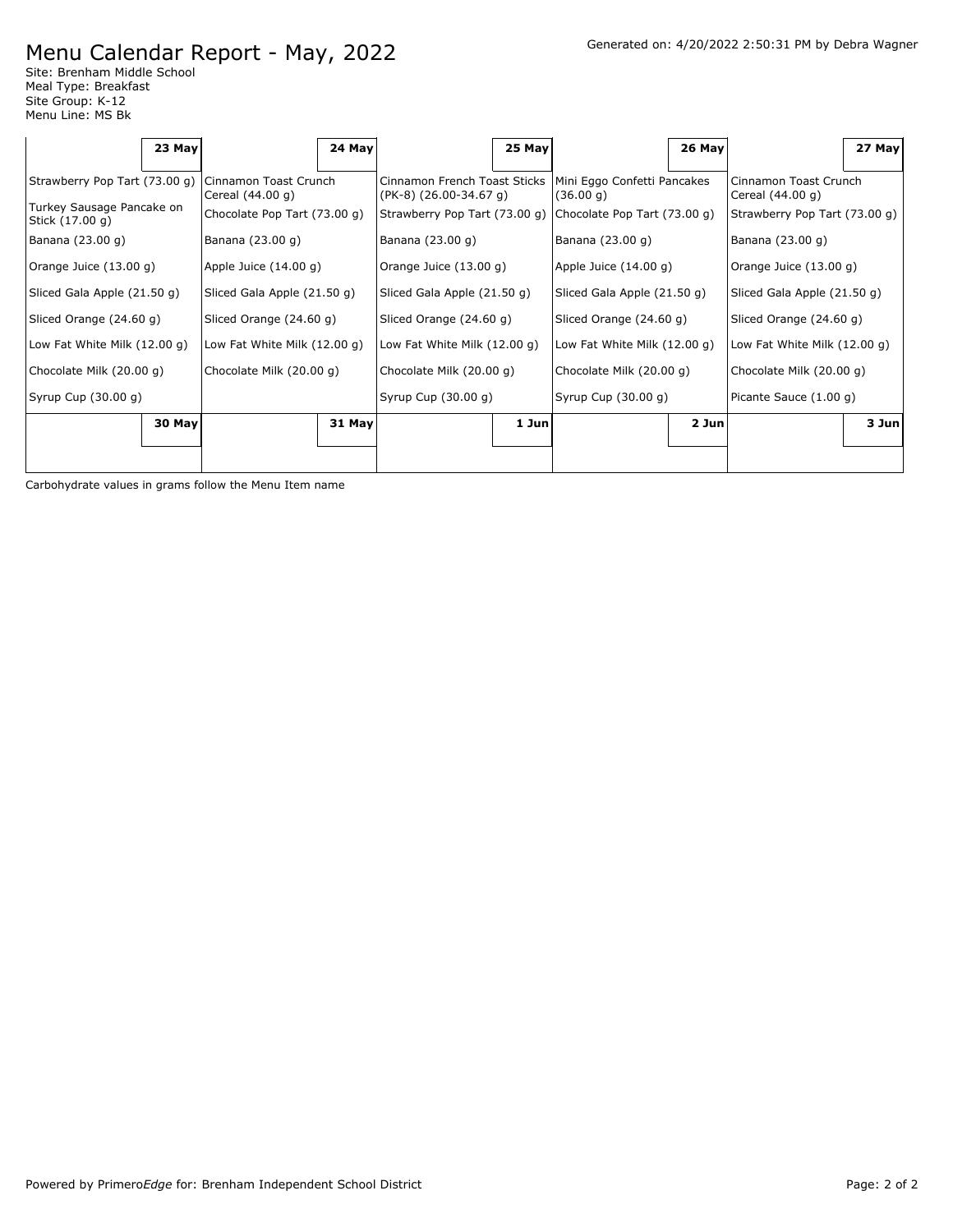# Menu Calendar Report - May, 2022

Generated on: 4/20/2022 2:50:31 PM by Debra Wagner

Site: Brenham Middle School
Meal Type: Breakfast
Site Group: K-12
Menu Line: MS Bk

| 23 May | 24 May | 25 May | 26 May | 27 May |
|---|---|---|---|---|
| Strawberry Pop Tart (73.00 g) | Cinnamon Toast Crunch Cereal (44.00 g) | Cinnamon French Toast Sticks (PK-8) (26.00-34.67 g) | Mini Eggo Confetti Pancakes (36.00 g) | Cinnamon Toast Crunch Cereal (44.00 g) |
| Turkey Sausage Pancake on Stick (17.00 g) | Chocolate Pop Tart (73.00 g) | Strawberry Pop Tart (73.00 g) | Chocolate Pop Tart (73.00 g) | Strawberry Pop Tart (73.00 g) |
| Banana (23.00 g) | Banana (23.00 g) | Banana (23.00 g) | Banana (23.00 g) | Banana (23.00 g) |
| Orange Juice (13.00 g) | Apple Juice (14.00 g) | Orange Juice (13.00 g) | Apple Juice (14.00 g) | Orange Juice (13.00 g) |
| Sliced Gala Apple (21.50 g) | Sliced Gala Apple (21.50 g) | Sliced Gala Apple (21.50 g) | Sliced Gala Apple (21.50 g) | Sliced Gala Apple (21.50 g) |
| Sliced Orange (24.60 g) | Sliced Orange (24.60 g) | Sliced Orange (24.60 g) | Sliced Orange (24.60 g) | Sliced Orange (24.60 g) |
| Low Fat White Milk (12.00 g) | Low Fat White Milk (12.00 g) | Low Fat White Milk (12.00 g) | Low Fat White Milk (12.00 g) | Low Fat White Milk (12.00 g) |
| Chocolate Milk (20.00 g) | Chocolate Milk (20.00 g) | Chocolate Milk (20.00 g) | Chocolate Milk (20.00 g) | Chocolate Milk (20.00 g) |
| Syrup Cup (30.00 g) | | Syrup Cup (30.00 g) | Syrup Cup (30.00 g) | Picante Sauce (1.00 g) |
| **30 May** | **31 May** | **1 Jun** | **2 Jun** | **3 Jun** |
| | | | | |

Carbohydrate values in grams follow the Menu Item name

Powered by Primero*Edge* for: Brenham Independent School District